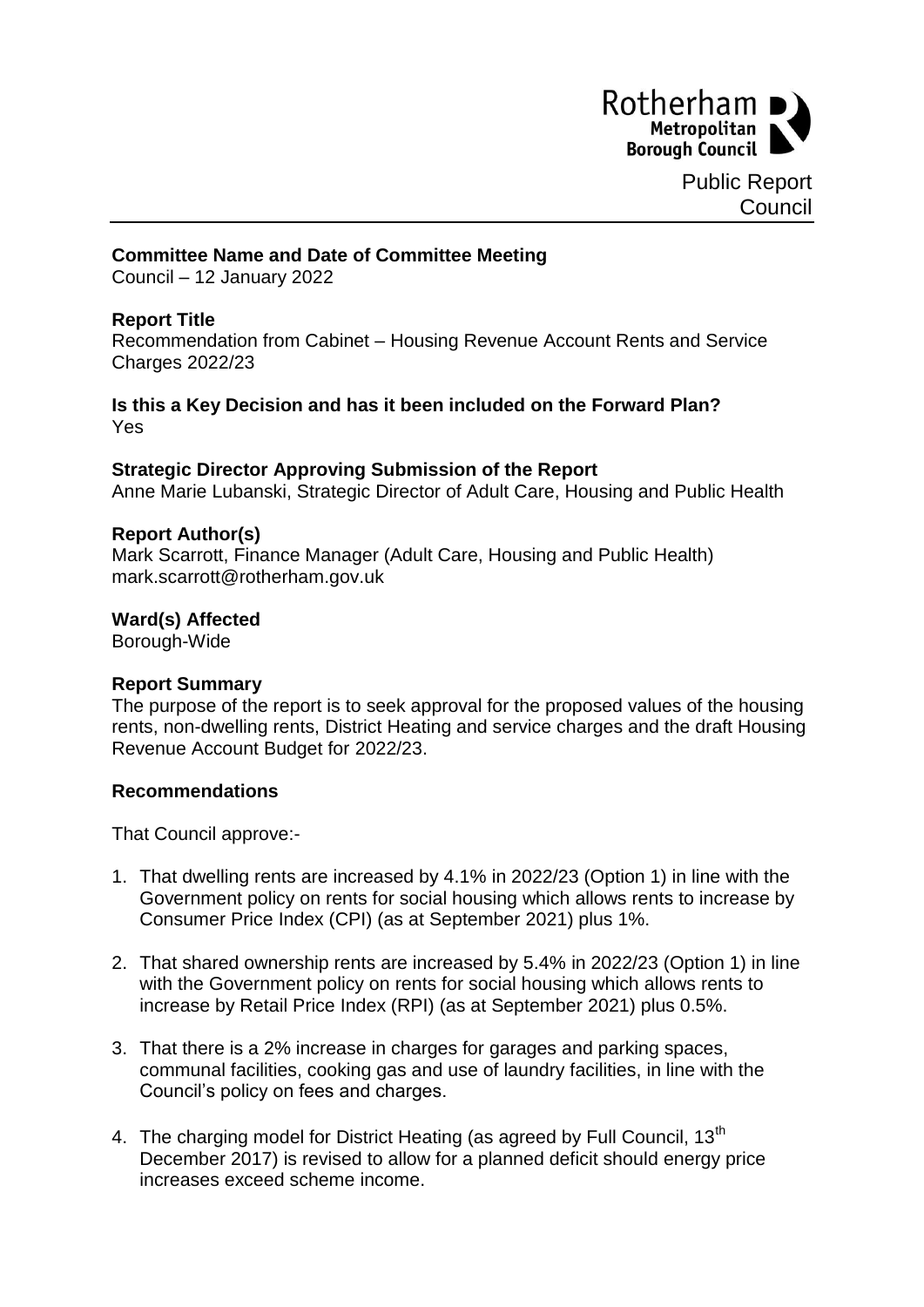Rotherham Metropolitan Borough Council

Public Report
Council

**Committee Name and Date of Committee Meeting**
Council – 12 January 2022

**Report Title**
Recommendation from Cabinet – Housing Revenue Account Rents and Service Charges 2022/23

**Is this a Key Decision and has it been included on the Forward Plan?**
Yes

**Strategic Director Approving Submission of the Report**
Anne Marie Lubanski, Strategic Director of Adult Care, Housing and Public Health

**Report Author(s)**
Mark Scarrott, Finance Manager (Adult Care, Housing and Public Health)
mark.scarrott@rotherham.gov.uk

**Ward(s) Affected**
Borough-Wide

**Report Summary**
The purpose of the report is to seek approval for the proposed values of the housing rents, non-dwelling rents, District Heating and service charges and the draft Housing Revenue Account Budget for 2022/23.

**Recommendations**

That Council approve:-

1. That dwelling rents are increased by 4.1% in 2022/23 (Option 1) in line with the Government policy on rents for social housing which allows rents to increase by Consumer Price Index (CPI) (as at September 2021) plus 1%.
2. That shared ownership rents are increased by 5.4% in 2022/23 (Option 1) in line with the Government policy on rents for social housing which allows rents to increase by Retail Price Index (RPI) (as at September 2021) plus 0.5%.
3. That there is a 2% increase in charges for garages and parking spaces, communal facilities, cooking gas and use of laundry facilities, in line with the Council's policy on fees and charges.
4. The charging model for District Heating (as agreed by Full Council, 13th December 2017) is revised to allow for a planned deficit should energy price increases exceed scheme income.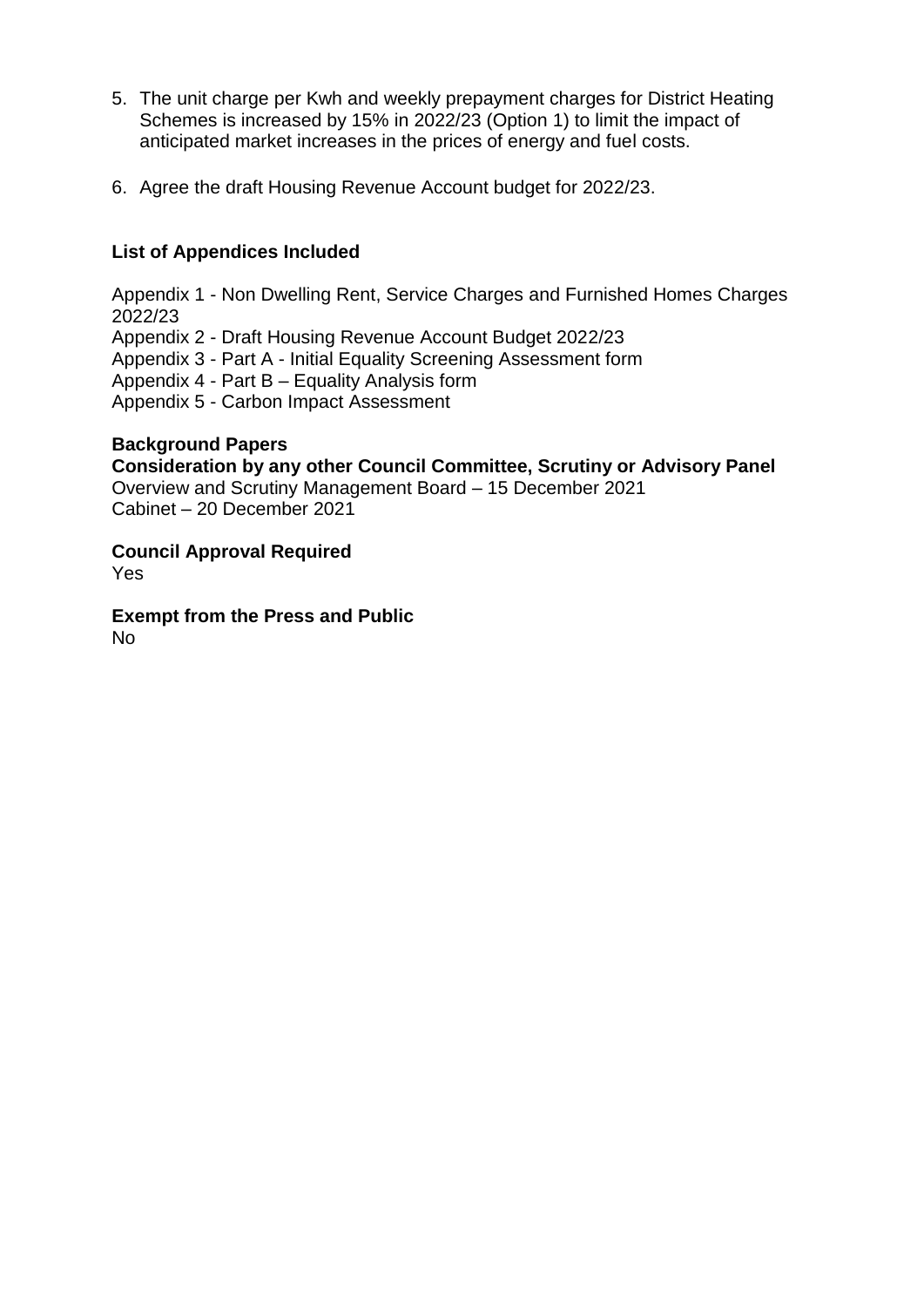5. The unit charge per Kwh and weekly prepayment charges for District Heating Schemes is increased by 15% in 2022/23 (Option 1) to limit the impact of anticipated market increases in the prices of energy and fuel costs.

6. Agree the draft Housing Revenue Account budget for 2022/23.

**List of Appendices Included**

Appendix 1 - Non Dwelling Rent, Service Charges and Furnished Homes Charges 2022/23
Appendix 2 - Draft Housing Revenue Account Budget 2022/23
Appendix 3 - Part A - Initial Equality Screening Assessment form
Appendix 4 - Part B – Equality Analysis form
Appendix 5 - Carbon Impact Assessment

**Background Papers**
**Consideration by any other Council Committee, Scrutiny or Advisory Panel**
Overview and Scrutiny Management Board – 15 December 2021
Cabinet – 20 December 2021

**Council Approval Required**
Yes

**Exempt from the Press and Public**
No